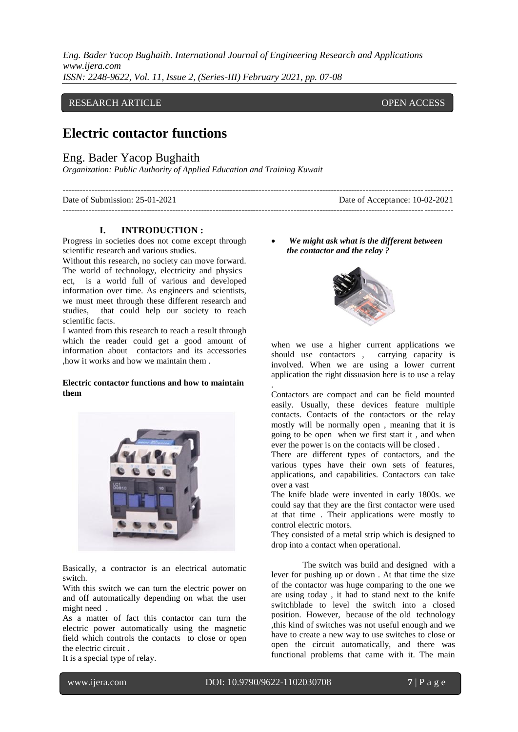RESEARCH ARTICLE OPEN ACCESS

# Electric contactor functions

## Eng. Bader Yacop Bughaith

*Organization: Public Authority of Applied Education and Training Kuwait*

Date of Submission: 25-01-2021 Date of Acceptance: 10-02-2021

## I. INTRODUCTION :

Progress in societies does not come except through scientific research and various studies.

Without this research, no society can move forward. The world of technology, electricity and physics ect, is a world full of various and developed information over time. As engineers and scientists, we must meet through these different research and studies, that could help our society to reach scientific facts.

I wanted from this research to reach a result through which the reader could get a good amount of information about contactors and its accessories ,how it works and how we maintain them .

**Electric contactor functions and how to maintain them**

Basically, a contractor is an electrical automatic switch.

With this switch we can turn the electric power on and off automatically depending on what the user might need .

As a matter of fact this contactor can turn the electric power automatically using the magnetic field which controls the contacts to close or open the electric circuit .

It is a special type of relay.

- ***We might ask what is the different between the contactor and the relay ?***

when we use a higher current applications we should use contactors , carrying capacity is involved. When we are using a lower current application the right dissuasion here is to use a relay .

Contactors are compact and can be field mounted easily. Usually, these devices feature multiple contacts. Contacts of the contactors or the relay mostly will be normally open , meaning that it is going to be open when we first start it , and when ever the power is on the contacts will be closed .

There are different types of contactors, and the various types have their own sets of features, applications, and capabilities. Contactors can take over a vast

The knife blade were invented in early 1800s. we could say that they are the first contactor were used at that time . Their applications were mostly to control electric motors.

They consisted of a metal strip which is designed to drop into a contact when operational.

The switch was build and designed with a lever for pushing up or down . At that time the size of the contactor was huge comparing to the one we are using today , it had to stand next to the knife switchblade to level the switch into a closed position. However, because of the old technology ,this kind of switches was not useful enough and we have to create a new way to use switches to close or open the circuit automatically, and there was functional problems that came with it. The main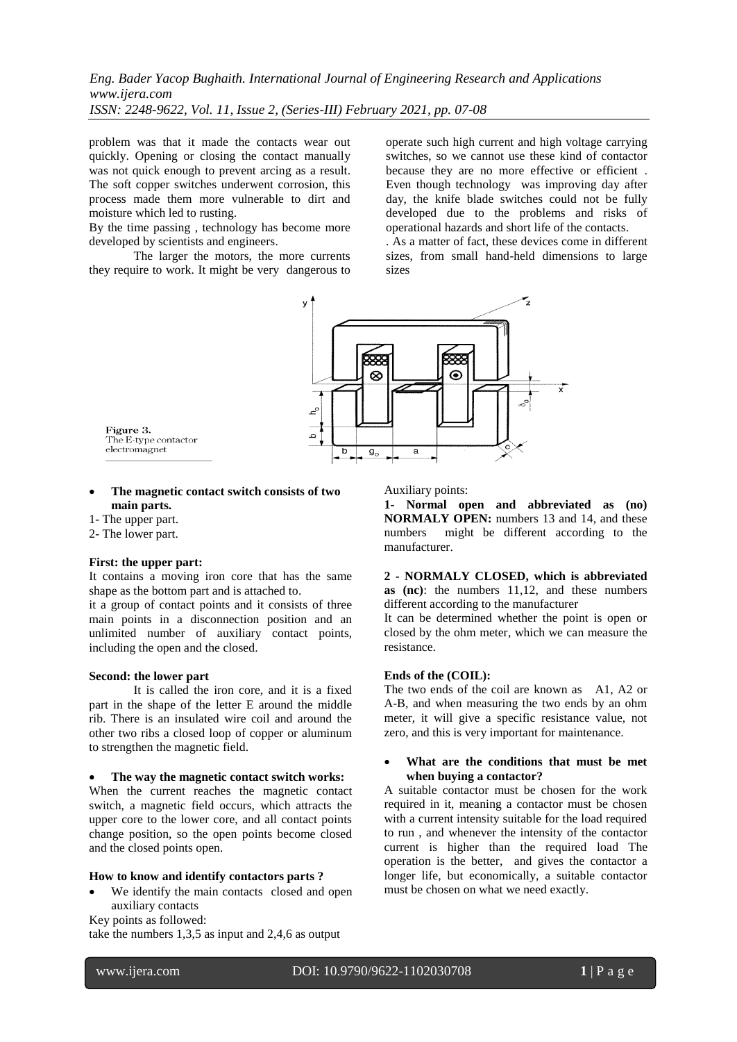problem was that it made the contacts wear out quickly. Opening or closing the contact manually was not quick enough to prevent arcing as a result. The soft copper switches underwent corrosion, this process made them more vulnerable to dirt and moisture which led to rusting.

By the time passing , technology has become more developed by scientists and engineers.

The larger the motors, the more currents they require to work. It might be very dangerous to operate such high current and high voltage carrying switches, so we cannot use these kind of contactor because they are no more effective or efficient . Even though technology was improving day after day, the knife blade switches could not be fully developed due to the problems and risks of operational hazards and short life of the contacts.

. As a matter of fact, these devices come in different sizes, from small hand-held dimensions to large sizes

Figure 3.
The E-type contactor electromagnet

- **The magnetic contact switch consists of two main parts.**

1- The upper part.
2- The lower part.

**First: the upper part:**

It contains a moving iron core that has the same shape as the bottom part and is attached to.

it a group of contact points and it consists of three main points in a disconnection position and an unlimited number of auxiliary contact points, including the open and the closed.

**Second: the lower part**

It is called the iron core, and it is a fixed part in the shape of the letter E around the middle rib. There is an insulated wire coil and around the other two ribs a closed loop of copper or aluminum to strengthen the magnetic field.

- **The way the magnetic contact switch works:**

When the current reaches the magnetic contact switch, a magnetic field occurs, which attracts the upper core to the lower core, and all contact points change position, so the open points become closed and the closed points open.

**How to know and identify contactors parts ?**

- We identify the main contacts closed and open auxiliary contacts

Key points as followed:

take the numbers 1,3,5 as input and 2,4,6 as output

Auxiliary points:

**1- Normal open and abbreviated as (no) NORMALY OPEN:** numbers 13 and 14, and these numbers might be different according to the manufacturer.

**2 - NORMALY CLOSED, which is abbreviated as (nc)**: the numbers 11,12, and these numbers different according to the manufacturer

It can be determined whether the point is open or closed by the ohm meter, which we can measure the resistance.

**Ends of the (COIL):**

The two ends of the coil are known as A1, A2 or A-B, and when measuring the two ends by an ohm meter, it will give a specific resistance value, not zero, and this is very important for maintenance.

- **What are the conditions that must be met when buying a contactor?**

A suitable contactor must be chosen for the work required in it, meaning a contactor must be chosen with a current intensity suitable for the load required to run , and whenever the intensity of the contactor current is higher than the required load The operation is the better, and gives the contactor a longer life, but economically, a suitable contactor must be chosen on what we need exactly.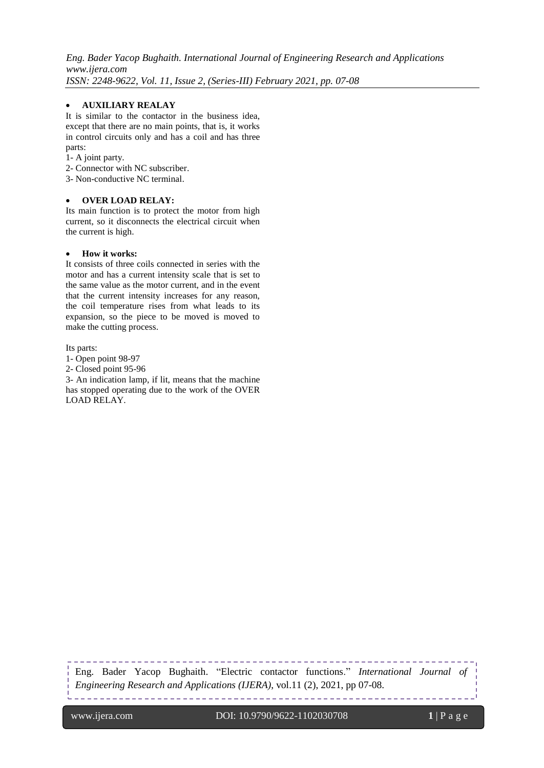- **AUXILIARY REALAY**

It is similar to the contactor in the business idea, except that there are no main points, that is, it works in control circuits only and has a coil and has three parts:

1- A joint party.
2- Connector with NC subscriber.
3- Non-conductive NC terminal.

- **OVER LOAD RELAY:**

Its main function is to protect the motor from high current, so it disconnects the electrical circuit when the current is high.

- **How it works:**

It consists of three coils connected in series with the motor and has a current intensity scale that is set to the same value as the motor current, and in the event that the current intensity increases for any reason, the coil temperature rises from what leads to its expansion, so the piece to be moved is moved to make the cutting process.

Its parts:

1- Open point 98-97
2- Closed point 95-96
3- An indication lamp, if lit, means that the machine has stopped operating due to the work of the OVER LOAD RELAY.

Eng. Bader Yacop Bughaith. "Electric contactor functions." *International Journal of Engineering Research and Applications (IJERA)*, vol.11 (2), 2021, pp 07-08.